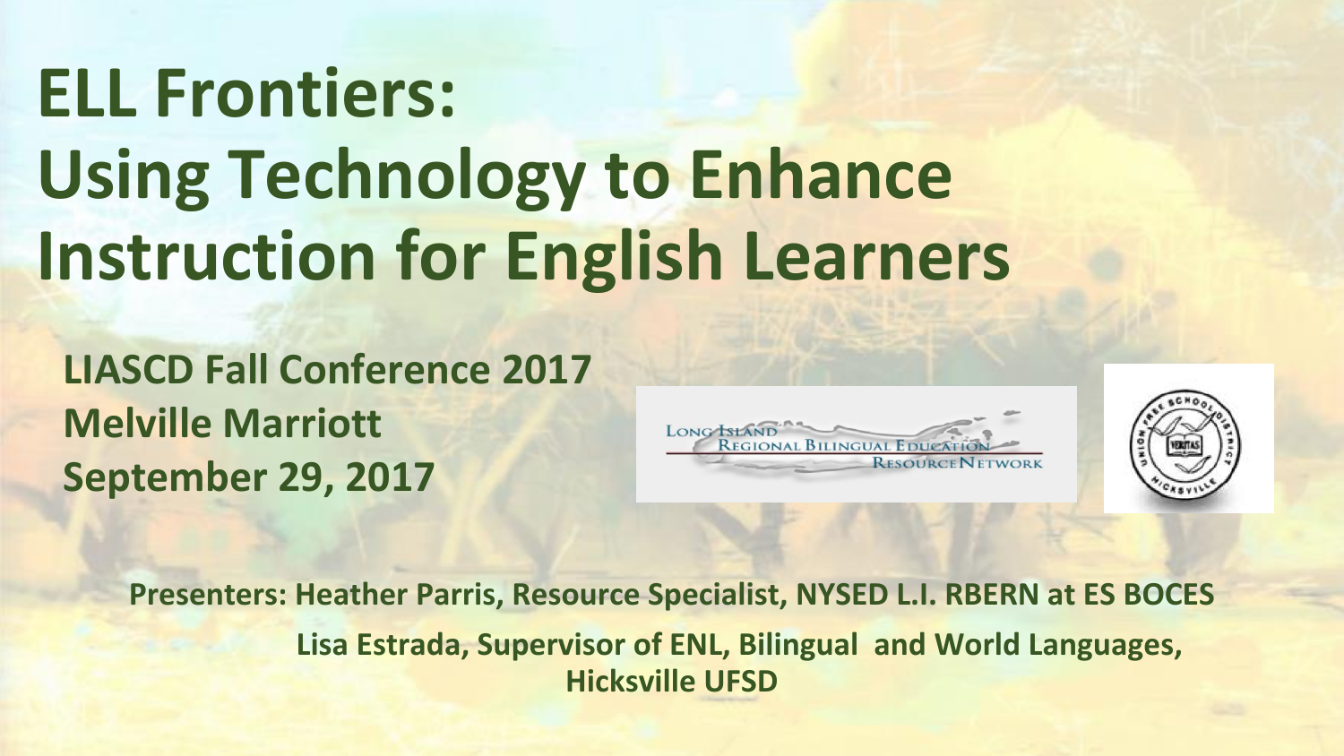# ELL Frontiers: Using Technology to Enhance Instruction for English Learners

**LIASCD Fall Conference 2017**
**Melville Marriott**
**September 29, 2017**

Long Island Regional Bilingual Education Resource Network

**Presenters: Heather Parris, Resource Specialist, NYSED L.I. RBERN at ES BOCES**
**Lisa Estrada, Supervisor of ENL, Bilingual and World Languages, Hicksville UFSD**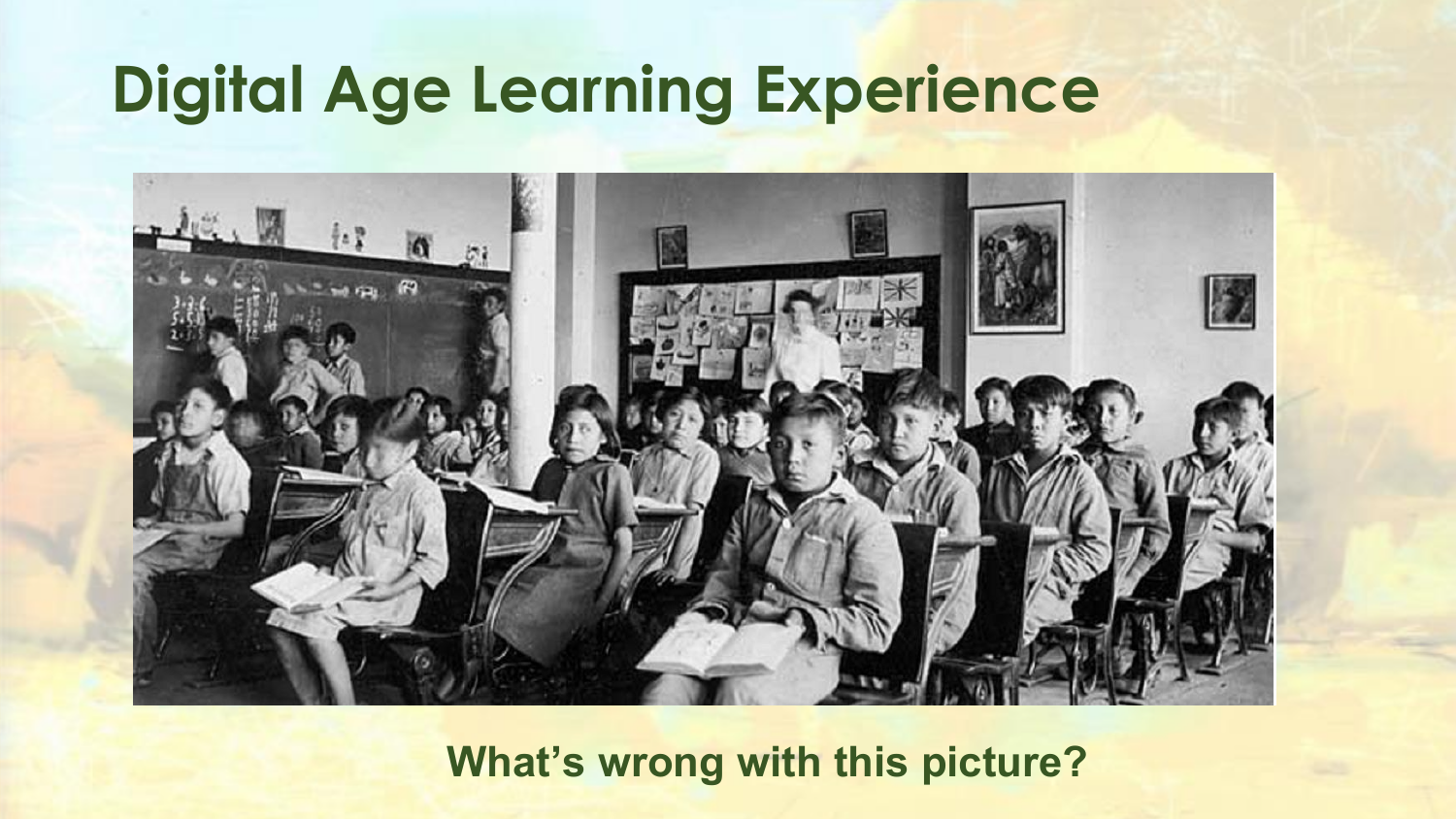# Digital Age Learning Experience

**What's wrong with this picture?**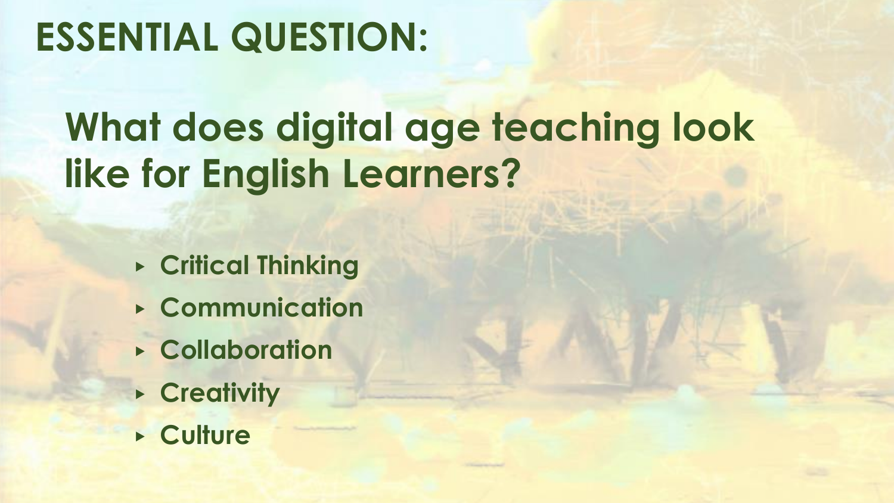# ESSENTIAL QUESTION:

## What does digital age teaching look like for English Learners?

- Critical Thinking
- Communication
- Collaboration
- Creativity
- Culture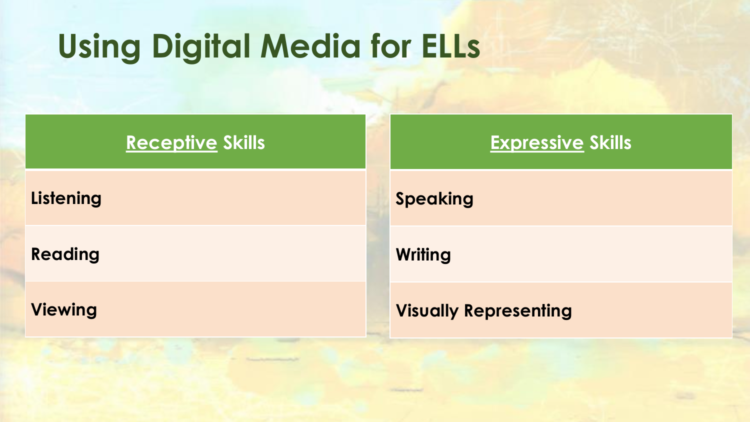# Using Digital Media for ELLs

| Receptive Skills |
| --- |
| **Listening** |
| **Reading** |
| **Viewing** |

| Expressive Skills |
| --- |
| **Speaking** |
| **Writing** |
| **Visually Representing** |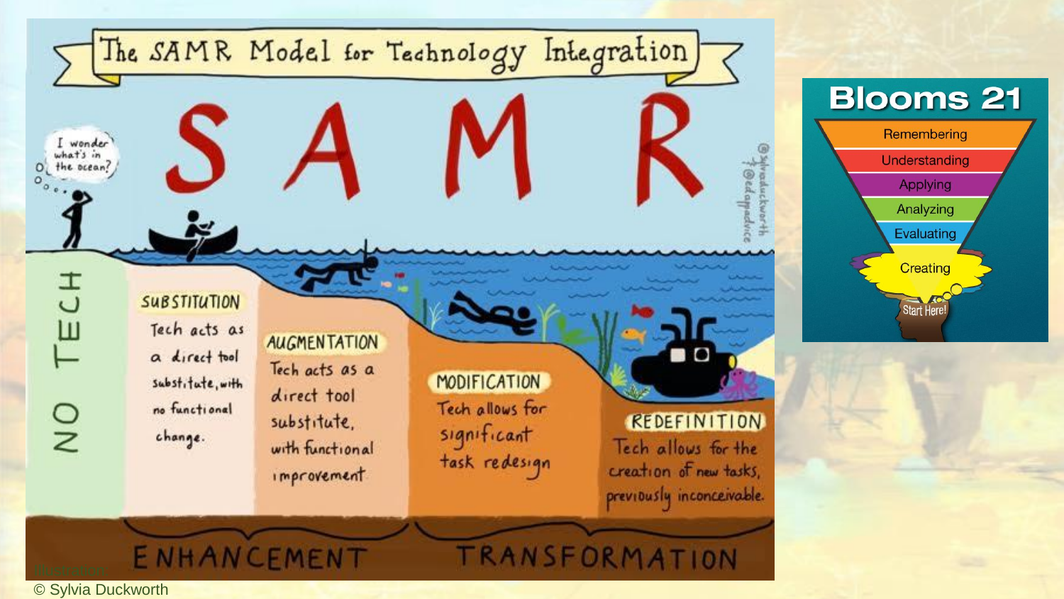# The SAMR Model for Technology Integration

**S A M R**

I wonder what's in the ocean?

NO TECH

**SUBSTITUTION**
Tech acts as a direct tool substitute, with no functional change.

**AUGMENTATION**
Tech acts as a direct tool substitute, with functional improvement.

**MODIFICATION**
Tech allows for significant task redesign

**REDEFINITION**
Tech allows for the creation of new tasks, previously inconceivable.

ENHANCEMENT

TRANSFORMATION

@sylviaduckworth
@edappadvice

© Sylvia Duckworth

## Blooms 21

- Remembering
- Understanding
- Applying
- Analyzing
- Evaluating
- Creating

Start Here!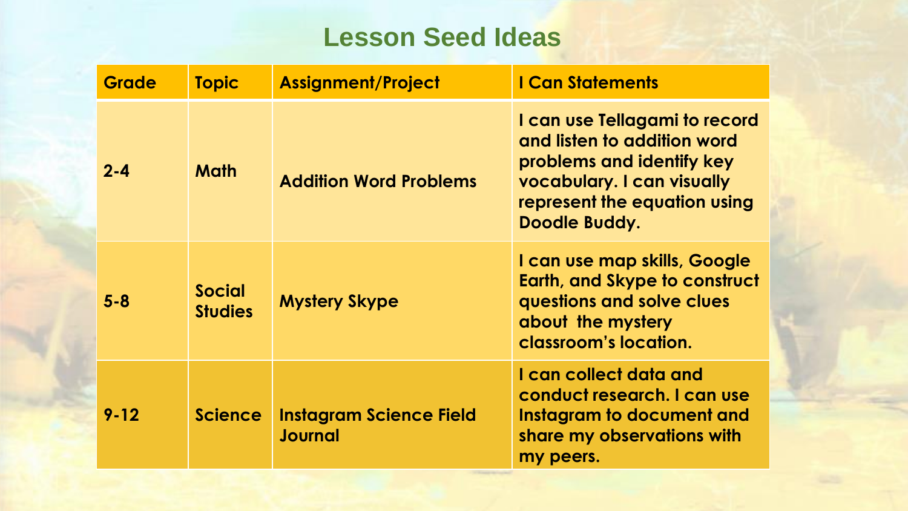# Lesson Seed Ideas

| Grade | Topic | Assignment/Project | I Can Statements |
| --- | --- | --- | --- |
| 2-4 | Math | Addition Word Problems | I can use Tellagami to record and listen to addition word problems and identify key vocabulary. I can visually represent the equation using Doodle Buddy. |
| 5-8 | Social Studies | Mystery Skype | I can use map skills, Google Earth, and Skype to construct questions and solve clues about the mystery classroom's location. |
| 9-12 | Science | Instagram Science Field Journal | I can collect data and conduct research. I can use Instagram to document and share my observations with my peers. |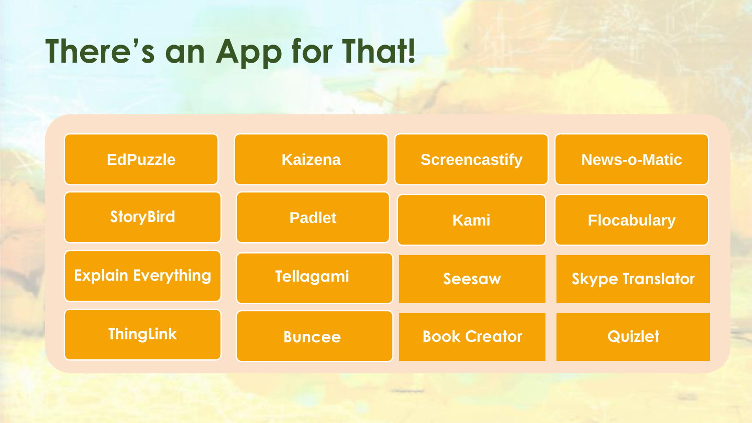# There's an App for That!

| | | | |
|---|---|---|---|
| EdPuzzle | Kaizena | Screencastify | News-o-Matic |
| StoryBird | Padlet | Kami | Flocabulary |
| Explain Everything | Tellagami | Seesaw | Skype Translator |
| ThingLink | Buncee | Book Creator | Quizlet |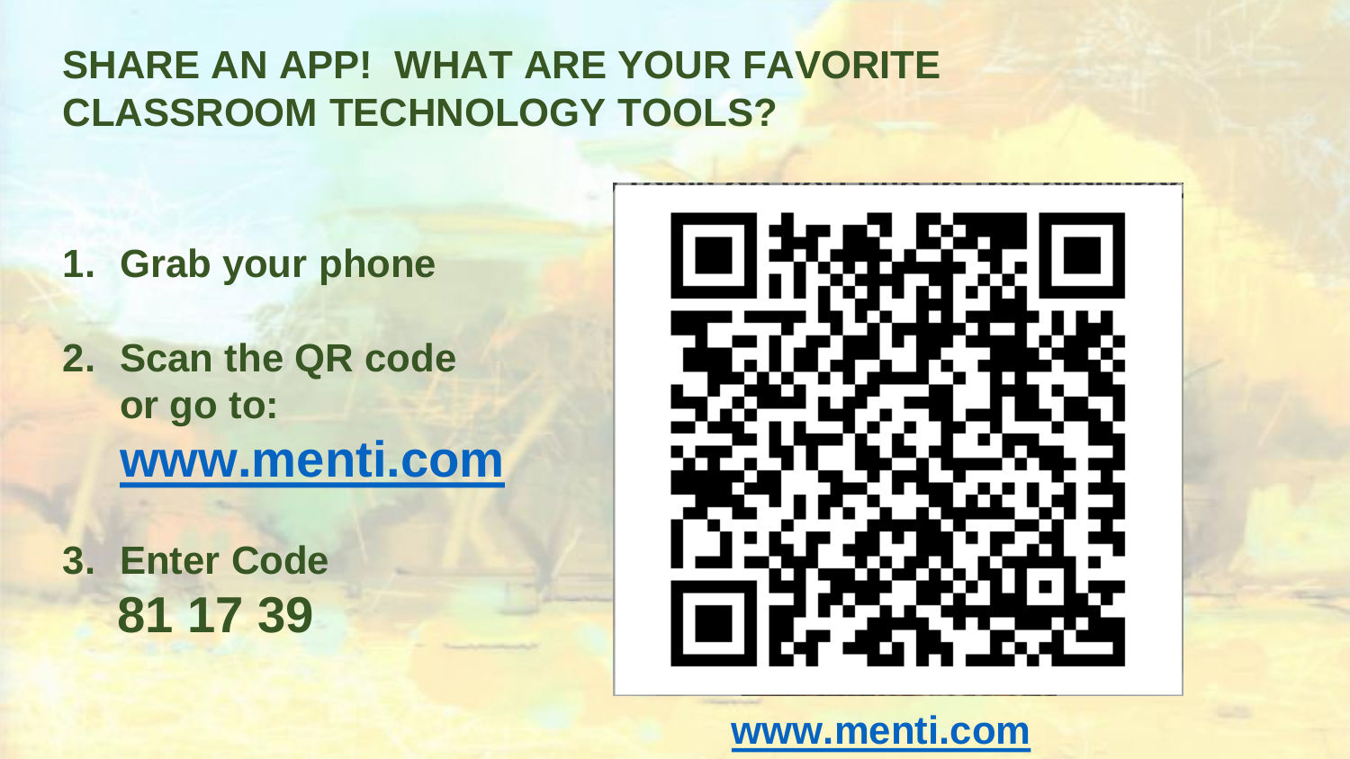# SHARE AN APP! WHAT ARE YOUR FAVORITE CLASSROOM TECHNOLOGY TOOLS?

1. **Grab your phone**
2. **Scan the QR code or go to:** **www.menti.com**
3. **Enter Code** **81 17 39**

**www.menti.com**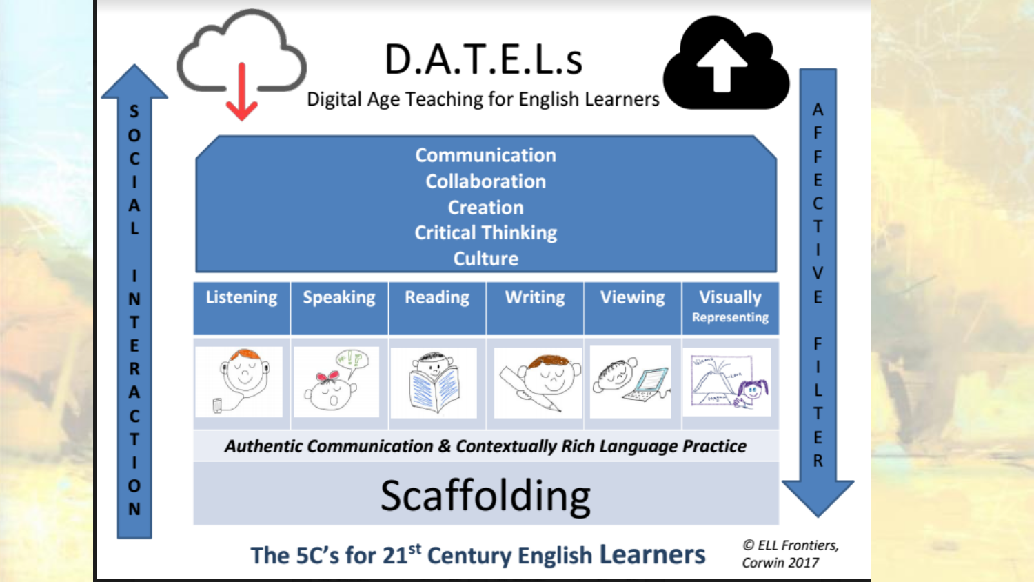# D.A.T.E.L.s

Digital Age Teaching for English Learners

SOCIAL INTERACTION

AFFECTIVE FILTER

**Communication**
**Collaboration**
**Creation**
**Critical Thinking**
**Culture**

| Listening | Speaking | Reading | Writing | Viewing | Visually Representing |
|---|---|---|---|---|---|

***Authentic Communication & Contextually Rich Language Practice***

## Scaffolding

**The 5C's for 21st Century English Learners**

*© ELL Frontiers, Corwin 2017*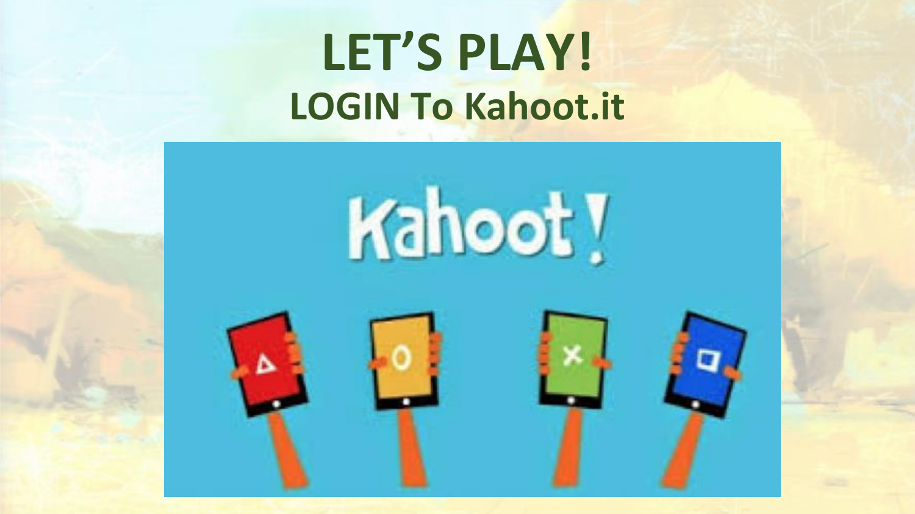# LET'S PLAY!

## LOGIN To Kahoot.it